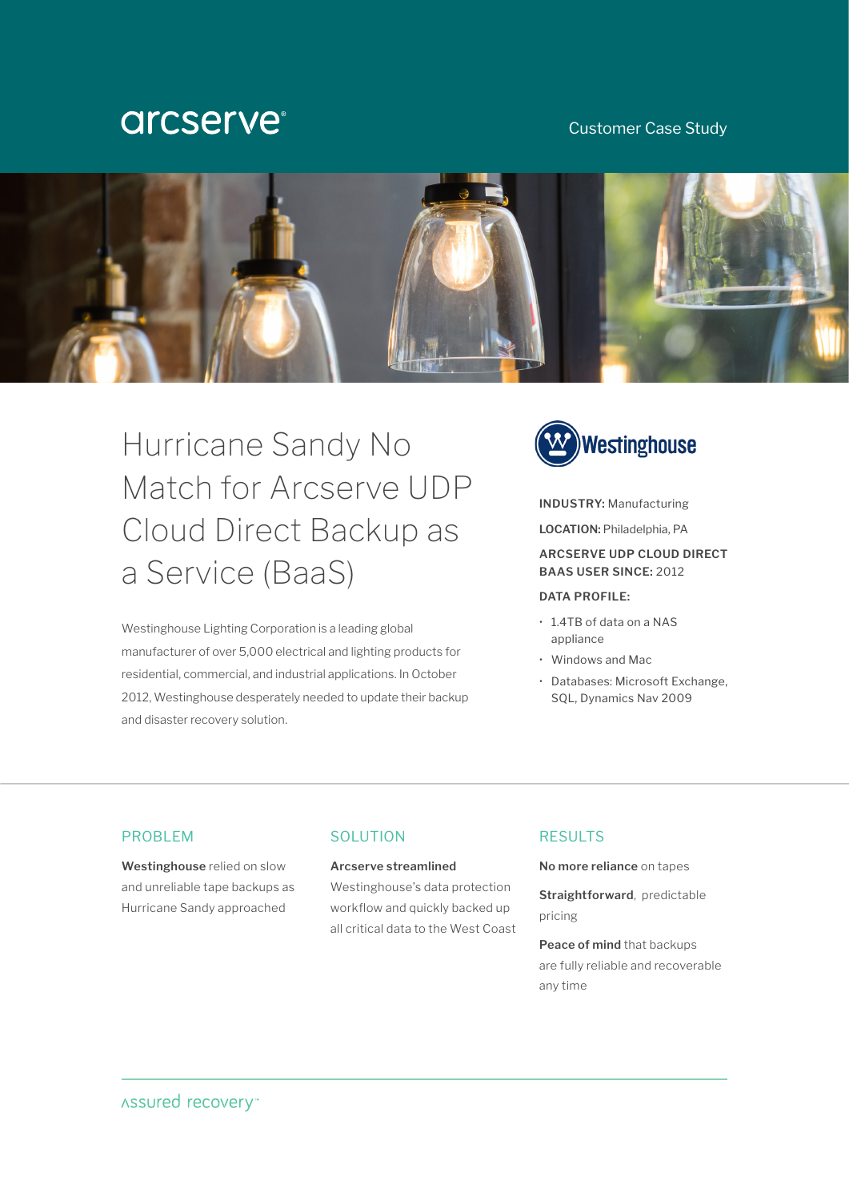arcserve®

Customer Case Study

# Hurricane Sandy No Match for Arcserve UDP Cloud Direct Backup as a Service (BaaS)

Westinghouse Lighting Corporation is a leading global manufacturer of over 5,000 electrical and lighting products for residential, commercial, and industrial applications. In October 2012, Westinghouse desperately needed to update their backup and disaster recovery solution.

Westinghouse

**INDUSTRY:** Manufacturing

**LOCATION:** Philadelphia, PA

**ARCSERVE UDP CLOUD DIRECT BAAS USER SINCE:** 2012

**DATA PROFILE:**

- 1.4TB of data on a NAS appliance
- Windows and Mac
- Databases: Microsoft Exchange, SQL, Dynamics Nav 2009

## PROBLEM

**Westinghouse** relied on slow and unreliable tape backups as Hurricane Sandy approached

## SOLUTION

**Arcserve streamlined** Westinghouse's data protection workflow and quickly backed up all critical data to the West Coast

## RESULTS

**No more reliance** on tapes

**Straightforward**, predictable pricing

**Peace of mind** that backups are fully reliable and recoverable any time

assured recovery™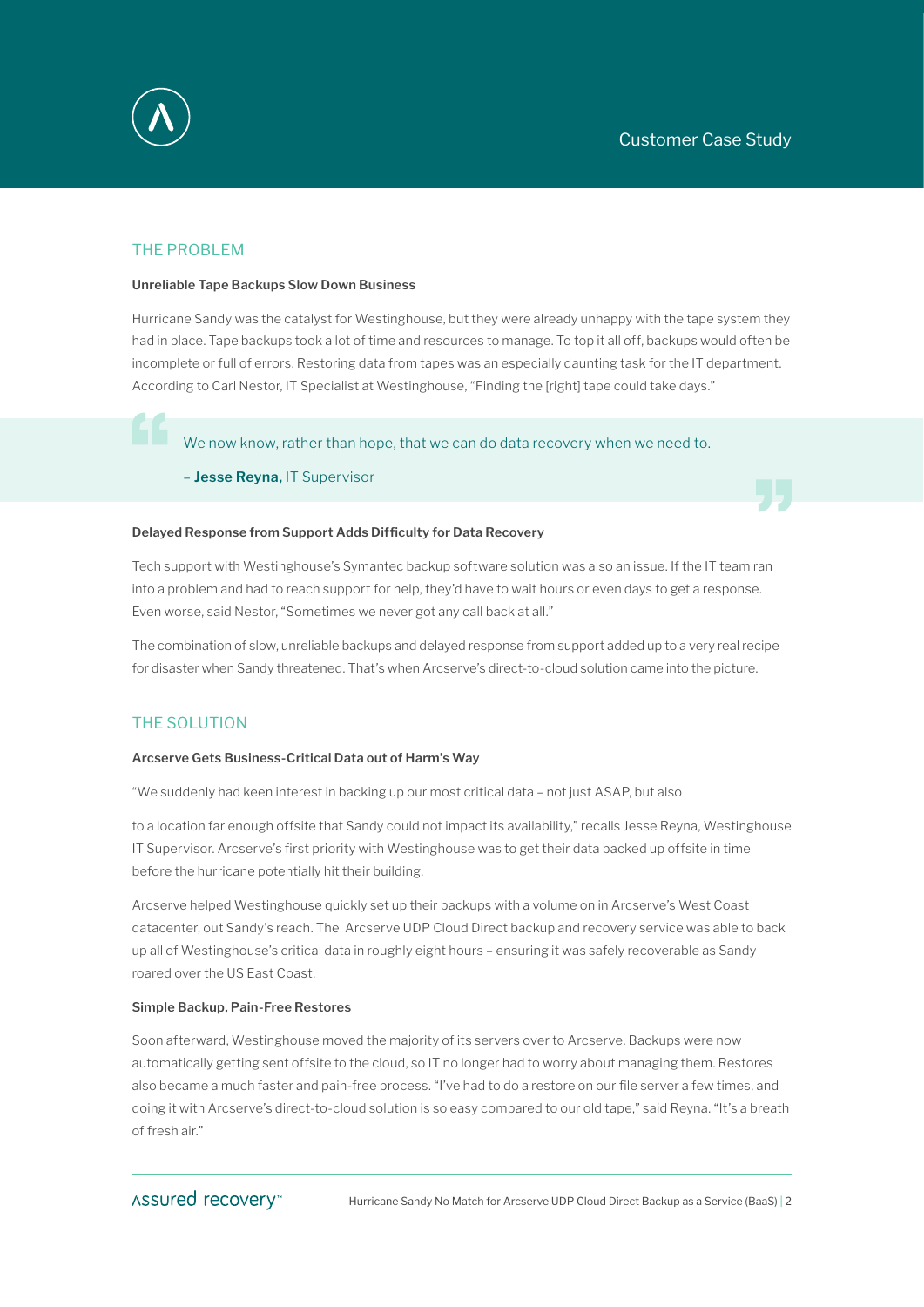Customer Case Study

## THE PROBLEM

### Unreliable Tape Backups Slow Down Business

Hurricane Sandy was the catalyst for Westinghouse, but they were already unhappy with the tape system they had in place. Tape backups took a lot of time and resources to manage. To top it all off, backups would often be incomplete or full of errors. Restoring data from tapes was an especially daunting task for the IT department. According to Carl Nestor, IT Specialist at Westinghouse, "Finding the [right] tape could take days."

> We now know, rather than hope, that we can do data recovery when we need to.
>
> – **Jesse Reyna,** IT Supervisor

### Delayed Response from Support Adds Difficulty for Data Recovery

Tech support with Westinghouse's Symantec backup software solution was also an issue. If the IT team ran into a problem and had to reach support for help, they'd have to wait hours or even days to get a response. Even worse, said Nestor, "Sometimes we never got any call back at all."

The combination of slow, unreliable backups and delayed response from support added up to a very real recipe for disaster when Sandy threatened. That's when Arcserve's direct-to-cloud solution came into the picture.

## THE SOLUTION

### Arcserve Gets Business-Critical Data out of Harm's Way

"We suddenly had keen interest in backing up our most critical data – not just ASAP, but also

to a location far enough offsite that Sandy could not impact its availability," recalls Jesse Reyna, Westinghouse IT Supervisor. Arcserve's first priority with Westinghouse was to get their data backed up offsite in time before the hurricane potentially hit their building.

Arcserve helped Westinghouse quickly set up their backups with a volume on in Arcserve's West Coast datacenter, out Sandy's reach. The Arcserve UDP Cloud Direct backup and recovery service was able to back up all of Westinghouse's critical data in roughly eight hours – ensuring it was safely recoverable as Sandy roared over the US East Coast.

### Simple Backup, Pain-Free Restores

Soon afterward, Westinghouse moved the majority of its servers over to Arcserve. Backups were now automatically getting sent offsite to the cloud, so IT no longer had to worry about managing them. Restores also became a much faster and pain-free process. "I've had to do a restore on our file server a few times, and doing it with Arcserve's direct-to-cloud solution is so easy compared to our old tape," said Reyna. "It's a breath of fresh air."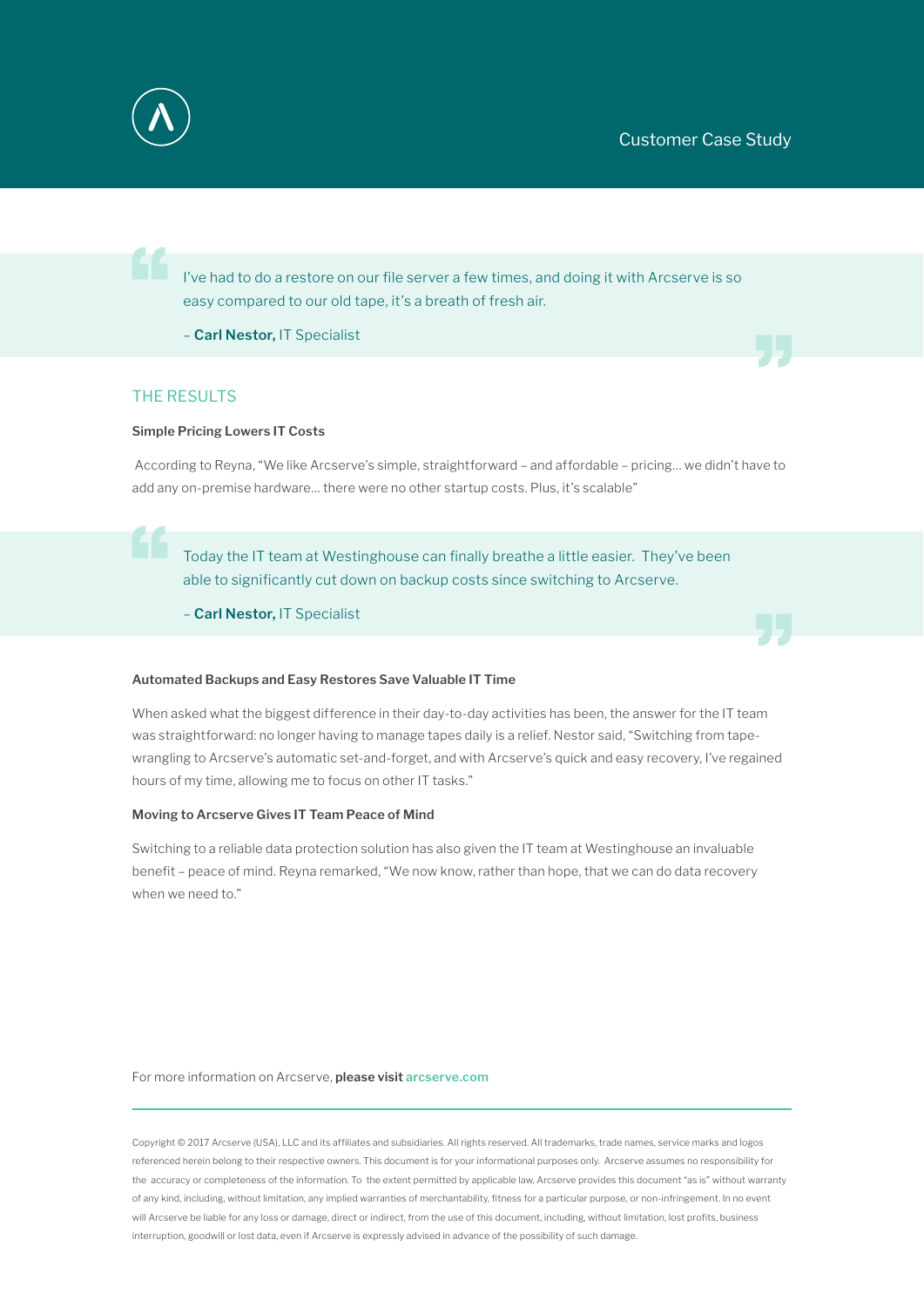Customer Case Study

> I've had to do a restore on our file server a few times, and doing it with Arcserve is so easy compared to our old tape, it's a breath of fresh air.
>
> – **Carl Nestor,** IT Specialist

## THE RESULTS

**Simple Pricing Lowers IT Costs**

According to Reyna, "We like Arcserve's simple, straightforward – and affordable – pricing... we didn't have to add any on-premise hardware... there were no other startup costs. Plus, it's scalable"

> Today the IT team at Westinghouse can finally breathe a little easier. They've been able to significantly cut down on backup costs since switching to Arcserve.
>
> – **Carl Nestor,** IT Specialist

**Automated Backups and Easy Restores Save Valuable IT Time**

When asked what the biggest difference in their day-to-day activities has been, the answer for the IT team was straightforward: no longer having to manage tapes daily is a relief. Nestor said, "Switching from tape-wrangling to Arcserve's automatic set-and-forget, and with Arcserve's quick and easy recovery, I've regained hours of my time, allowing me to focus on other IT tasks."

**Moving to Arcserve Gives IT Team Peace of Mind**

Switching to a reliable data protection solution has also given the IT team at Westinghouse an invaluable benefit – peace of mind. Reyna remarked, "We now know, rather than hope, that we can do data recovery when we need to."

For more information on Arcserve, **please visit** arcserve.com

---

Copyright © 2017 Arcserve (USA), LLC and its affiliates and subsidiaries. All rights reserved. All trademarks, trade names, service marks and logos referenced herein belong to their respective owners. This document is for your informational purposes only. Arcserve assumes no responsibility for the accuracy or completeness of the information. To the extent permitted by applicable law, Arcserve provides this document "as is" without warranty of any kind, including, without limitation, any implied warranties of merchantability, fitness for a particular purpose, or non-infringement. In no event will Arcserve be liable for any loss or damage, direct or indirect, from the use of this document, including, without limitation, lost profits, business interruption, goodwill or lost data, even if Arcserve is expressly advised in advance of the possibility of such damage.